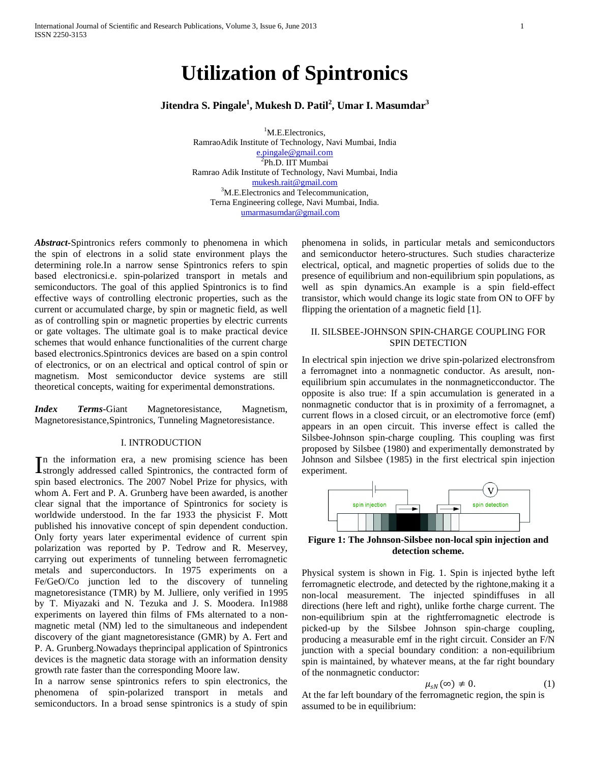# Utilization of Spintronics

**Jitendra S. Pingale[1], Mukesh D. Patil[2], Umar I. Masumdar[3]**

[1]M.E.Electronics,
RamraoAdik Institute of Technology, Navi Mumbai, India
e.pingale@gmail.com
[2]Ph.D. IIT Mumbai
Ramrao Adik Institute of Technology, Navi Mumbai, India
mukesh.rait@gmail.com
[3]M.E.Electronics and Telecommunication,
Terna Engineering college, Navi Mumbai, India.
umarmasumdar@gmail.com

***Abstract*****-**Spintronics refers commonly to phenomena in which the spin of electrons in a solid state environment plays the determining role.In a narrow sense Spintronics refers to spin based electronicsi.e. spin-polarized transport in metals and semiconductors. The goal of this applied Spintronics is to find effective ways of controlling electronic properties, such as the current or accumulated charge, by spin or magnetic field, as well as of controlling spin or magnetic properties by electric currents or gate voltages. The ultimate goal is to make practical device schemes that would enhance functionalities of the current charge based electronics.Spintronics devices are based on a spin control of electronics, or on an electrical and optical control of spin or magnetism. Most semiconductor device systems are still theoretical concepts, waiting for experimental demonstrations.

***Index Terms***-Giant Magnetoresistance, Magnetism, Magnetoresistance,Spintronics, Tunneling Magnetoresistance.

## I. INTRODUCTION

In the information era, a new promising science has been strongly addressed called Spintronics, the contracted form of spin based electronics. The 2007 Nobel Prize for physics, with whom A. Fert and P. A. Grunberg have been awarded, is another clear signal that the importance of Spintronics for society is worldwide understood. In the far 1933 the physicist F. Mott published his innovative concept of spin dependent conduction. Only forty years later experimental evidence of current spin polarization was reported by P. Tedrow and R. Meservey, carrying out experiments of tunneling between ferromagnetic metals and superconductors. In 1975 experiments on a Fe/GeO/Co junction led to the discovery of tunneling magnetoresistance (TMR) by M. Julliere, only verified in 1995 by T. Miyazaki and N. Tezuka and J. S. Moodera. In1988 experiments on layered thin films of FMs alternated to a non-magnetic metal (NM) led to the simultaneous and independent discovery of the giant magnetoresistance (GMR) by A. Fert and P. A. Grunberg.Nowadays theprincipal application of Spintronics devices is the magnetic data storage with an information density growth rate faster than the corresponding Moore law.

In a narrow sense spintronics refers to spin electronics, the phenomena of spin-polarized transport in metals and semiconductors. In a broad sense spintronics is a study of spin phenomena in solids, in particular metals and semiconductors and semiconductor hetero-structures. Such studies characterize electrical, optical, and magnetic properties of solids due to the presence of equilibrium and non-equilibrium spin populations, as well as spin dynamics.An example is a spin field-effect transistor, which would change its logic state from ON to OFF by flipping the orientation of a magnetic field [1].

## II. SILSBEE-JOHNSON SPIN-CHARGE COUPLING FOR SPIN DETECTION

In electrical spin injection we drive spin-polarized electronsfrom a ferromagnet into a nonmagnetic conductor. As aresult, non-equilibrium spin accumulates in the nonmagneticconductor. The opposite is also true: If a spin accumulation is generated in a nonmagnetic conductor that is in proximity of a ferromagnet, a current flows in a closed circuit, or an electromotive force (emf) appears in an open circuit. This inverse effect is called the Silsbee-Johnson spin-charge coupling. This coupling was first proposed by Silsbee (1980) and experimentally demonstrated by Johnson and Silsbee (1985) in the first electrical spin injection experiment.

**Figure 1: The Johnson-Silsbee non-local spin injection and detection scheme.**

Physical system is shown in Fig. 1. Spin is injected bythe left ferromagnetic electrode, and detected by the rightone,making it a non-local measurement. The injected spindiffuses in all directions (here left and right), unlike forthe charge current. The non-equilibrium spin at the rightferromagnetic electrode is picked-up by the Silsbee Johnson spin-charge coupling, producing a measurable emf in the right circuit. Consider an F/N junction with a special boundary condition: a non-equilibrium spin is maintained, by whatever means, at the far right boundary of the nonmagnetic conductor:

$$\mu_{sN}(\infty) \neq 0. \qquad (1)$$

At the far left boundary of the ferromagnetic region, the spin is assumed to be in equilibrium: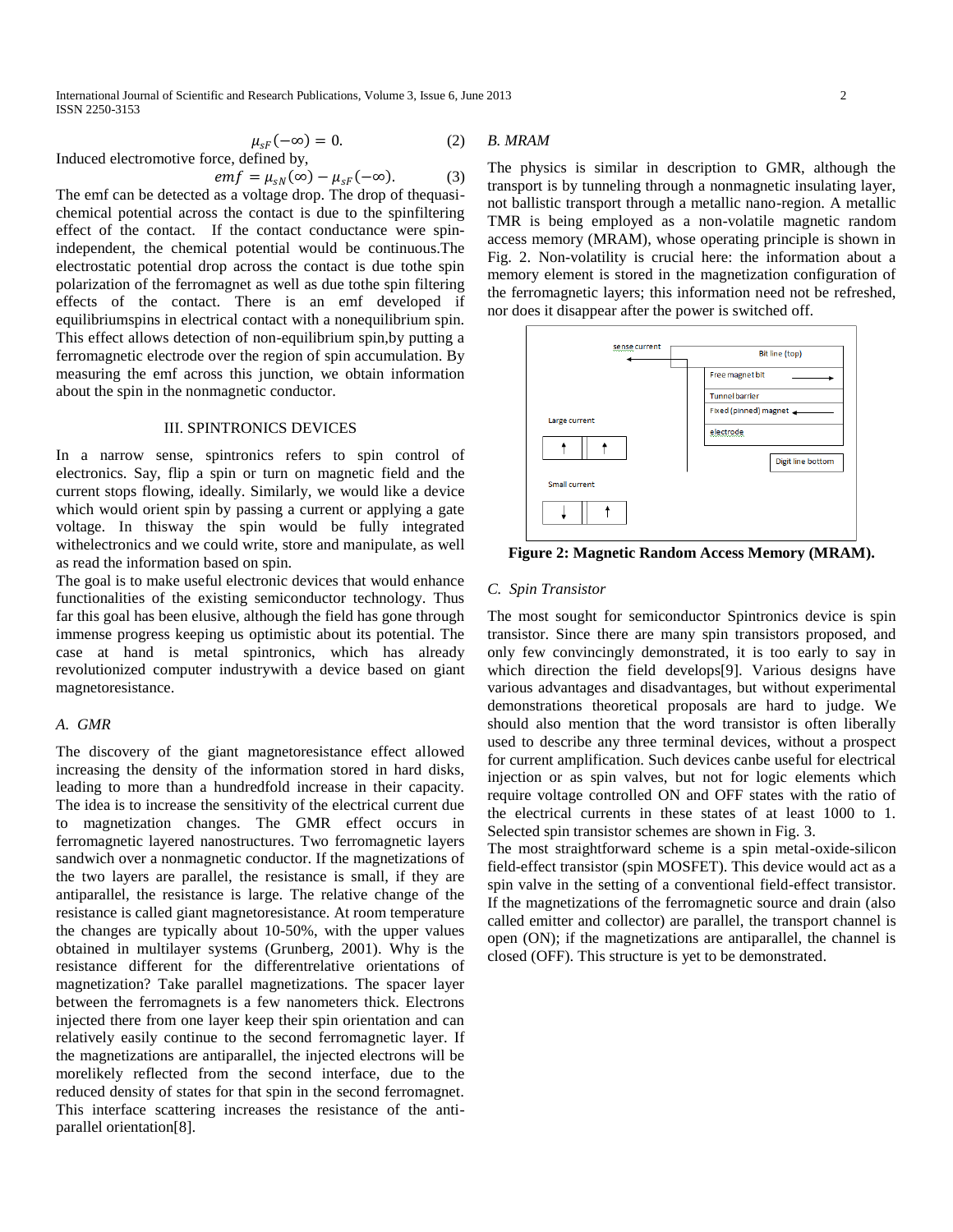$$\mu_{sF}(-\infty) = 0. \tag{2}$$

Induced electromotive force, defined by,

$$emf = \mu_{sN}(\infty) - \mu_{sF}(-\infty). \tag{3}$$

The emf can be detected as a voltage drop. The drop of thequasi-chemical potential across the contact is due to the spinfiltering effect of the contact. If the contact conductance were spin-independent, the chemical potential would be continuous.The electrostatic potential drop across the contact is due tothe spin polarization of the ferromagnet as well as due tothe spin filtering effects of the contact. There is an emf developed if equilibriumspins in electrical contact with a nonequilibrium spin. This effect allows detection of non-equilibrium spin,by putting a ferromagnetic electrode over the region of spin accumulation. By measuring the emf across this junction, we obtain information about the spin in the nonmagnetic conductor.

## III. SPINTRONICS DEVICES

In a narrow sense, spintronics refers to spin control of electronics. Say, flip a spin or turn on magnetic field and the current stops flowing, ideally. Similarly, we would like a device which would orient spin by passing a current or applying a gate voltage. In thisway the spin would be fully integrated withelectronics and we could write, store and manipulate, as well as read the information based on spin.

The goal is to make useful electronic devices that would enhance functionalities of the existing semiconductor technology. Thus far this goal has been elusive, although the field has gone through immense progress keeping us optimistic about its potential. The case at hand is metal spintronics, which has already revolutionized computer industrywith a device based on giant magnetoresistance.

### *A. GMR*

The discovery of the giant magnetoresistance effect allowed increasing the density of the information stored in hard disks, leading to more than a hundredfold increase in their capacity. The idea is to increase the sensitivity of the electrical current due to magnetization changes. The GMR effect occurs in ferromagnetic layered nanostructures. Two ferromagnetic layers sandwich over a nonmagnetic conductor. If the magnetizations of the two layers are parallel, the resistance is small, if they are antiparallel, the resistance is large. The relative change of the resistance is called giant magnetoresistance. At room temperature the changes are typically about 10-50%, with the upper values obtained in multilayer systems (Grunberg, 2001). Why is the resistance different for the differentrelative orientations of magnetization? Take parallel magnetizations. The spacer layer between the ferromagnets is a few nanometers thick. Electrons injected there from one layer keep their spin orientation and can relatively easily continue to the second ferromagnetic layer. If the magnetizations are antiparallel, the injected electrons will be morelikely reflected from the second interface, due to the reduced density of states for that spin in the second ferromagnet. This interface scattering increases the resistance of the anti-parallel orientation[8].

### *B. MRAM*

The physics is similar in description to GMR, although the transport is by tunneling through a nonmagnetic insulating layer, not ballistic transport through a metallic nano-region. A metallic TMR is being employed as a non-volatile magnetic random access memory (MRAM), whose operating principle is shown in Fig. 2. Non-volatility is crucial here: the information about a memory element is stored in the magnetization configuration of the ferromagnetic layers; this information need not be refreshed, nor does it disappear after the power is switched off.

**Figure 2: Magnetic Random Access Memory (MRAM).**

### *C. Spin Transistor*

The most sought for semiconductor Spintronics device is spin transistor. Since there are many spin transistors proposed, and only few convincingly demonstrated, it is too early to say in which direction the field develops[9]. Various designs have various advantages and disadvantages, but without experimental demonstrations theoretical proposals are hard to judge. We should also mention that the word transistor is often liberally used to describe any three terminal devices, without a prospect for current amplification. Such devices canbe useful for electrical injection or as spin valves, but not for logic elements which require voltage controlled ON and OFF states with the ratio of the electrical currents in these states of at least 1000 to 1. Selected spin transistor schemes are shown in Fig. 3.

The most straightforward scheme is a spin metal-oxide-silicon field-effect transistor (spin MOSFET). This device would act as a spin valve in the setting of a conventional field-effect transistor. If the magnetizations of the ferromagnetic source and drain (also called emitter and collector) are parallel, the transport channel is open (ON); if the magnetizations are antiparallel, the channel is closed (OFF). This structure is yet to be demonstrated.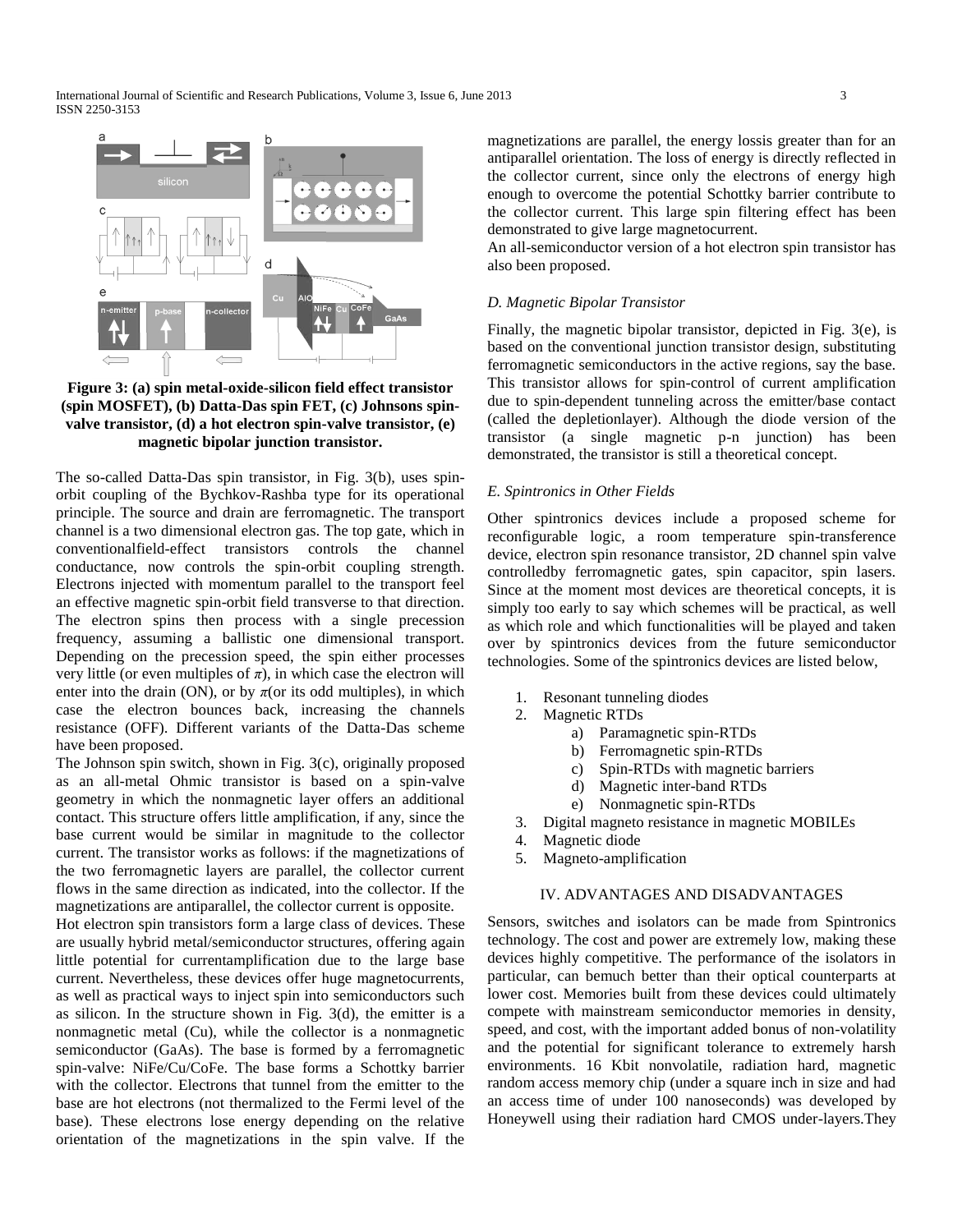**Figure 3: (a) spin metal-oxide-silicon field effect transistor (spin MOSFET), (b) Datta-Das spin FET, (c) Johnsons spin-valve transistor, (d) a hot electron spin-valve transistor, (e) magnetic bipolar junction transistor.**

The so-called Datta-Das spin transistor, in Fig. 3(b), uses spin-orbit coupling of the Bychkov-Rashba type for its operational principle. The source and drain are ferromagnetic. The transport channel is a two dimensional electron gas. The top gate, which in conventionalfield-effect transistors controls the channel conductance, now controls the spin-orbit coupling strength. Electrons injected with momentum parallel to the transport feel an effective magnetic spin-orbit field transverse to that direction. The electron spins then process with a single precession frequency, assuming a ballistic one dimensional transport. Depending on the precession speed, the spin either processes very little (or even multiples of $\pi$), in which case the electron will enter into the drain (ON), or by $\pi$(or its odd multiples), in which case the electron bounces back, increasing the channels resistance (OFF). Different variants of the Datta-Das scheme have been proposed.

The Johnson spin switch, shown in Fig. 3(c), originally proposed as an all-metal Ohmic transistor is based on a spin-valve geometry in which the nonmagnetic layer offers an additional contact. This structure offers little amplification, if any, since the base current would be similar in magnitude to the collector current. The transistor works as follows: if the magnetizations of the two ferromagnetic layers are parallel, the collector current flows in the same direction as indicated, into the collector. If the magnetizations are antiparallel, the collector current is opposite.

Hot electron spin transistors form a large class of devices. These are usually hybrid metal/semiconductor structures, offering again little potential for currentamplification due to the large base current. Nevertheless, these devices offer huge magnetocurrents, as well as practical ways to inject spin into semiconductors such as silicon. In the structure shown in Fig. 3(d), the emitter is a nonmagnetic metal (Cu), while the collector is a nonmagnetic semiconductor (GaAs). The base is formed by a ferromagnetic spin-valve: NiFe/Cu/CoFe. The base forms a Schottky barrier with the collector. Electrons that tunnel from the emitter to the base are hot electrons (not thermalized to the Fermi level of the base). These electrons lose energy depending on the relative orientation of the magnetizations in the spin valve. If the magnetizations are parallel, the energy lossis greater than for an antiparallel orientation. The loss of energy is directly reflected in the collector current, since only the electrons of energy high enough to overcome the potential Schottky barrier contribute to the collector current. This large spin filtering effect has been demonstrated to give large magnetocurrent.

An all-semiconductor version of a hot electron spin transistor has also been proposed.

### *D. Magnetic Bipolar Transistor*

Finally, the magnetic bipolar transistor, depicted in Fig. 3(e), is based on the conventional junction transistor design, substituting ferromagnetic semiconductors in the active regions, say the base. This transistor allows for spin-control of current amplification due to spin-dependent tunneling across the emitter/base contact (called the depletionlayer). Although the diode version of the transistor (a single magnetic p-n junction) has been demonstrated, the transistor is still a theoretical concept.

### *E. Spintronics in Other Fields*

Other spintronics devices include a proposed scheme for reconfigurable logic, a room temperature spin-transference device, electron spin resonance transistor, 2D channel spin valve controlledby ferromagnetic gates, spin capacitor, spin lasers. Since at the moment most devices are theoretical concepts, it is simply too early to say which schemes will be practical, as well as which role and which functionalities will be played and taken over by spintronics devices from the future semiconductor technologies. Some of the spintronics devices are listed below,

1. Resonant tunneling diodes
2. Magnetic RTDs
   a) Paramagnetic spin-RTDs
   b) Ferromagnetic spin-RTDs
   c) Spin-RTDs with magnetic barriers
   d) Magnetic inter-band RTDs
   e) Nonmagnetic spin-RTDs
3. Digital magneto resistance in magnetic MOBILEs
4. Magnetic diode
5. Magneto-amplification

## IV. ADVANTAGES AND DISADVANTAGES

Sensors, switches and isolators can be made from Spintronics technology. The cost and power are extremely low, making these devices highly competitive. The performance of the isolators in particular, can bemuch better than their optical counterparts at lower cost. Memories built from these devices could ultimately compete with mainstream semiconductor memories in density, speed, and cost, with the important added bonus of non-volatility and the potential for significant tolerance to extremely harsh environments. 16 Kbit nonvolatile, radiation hard, magnetic random access memory chip (under a square inch in size and had an access time of under 100 nanoseconds) was developed by Honeywell using their radiation hard CMOS under-layers.They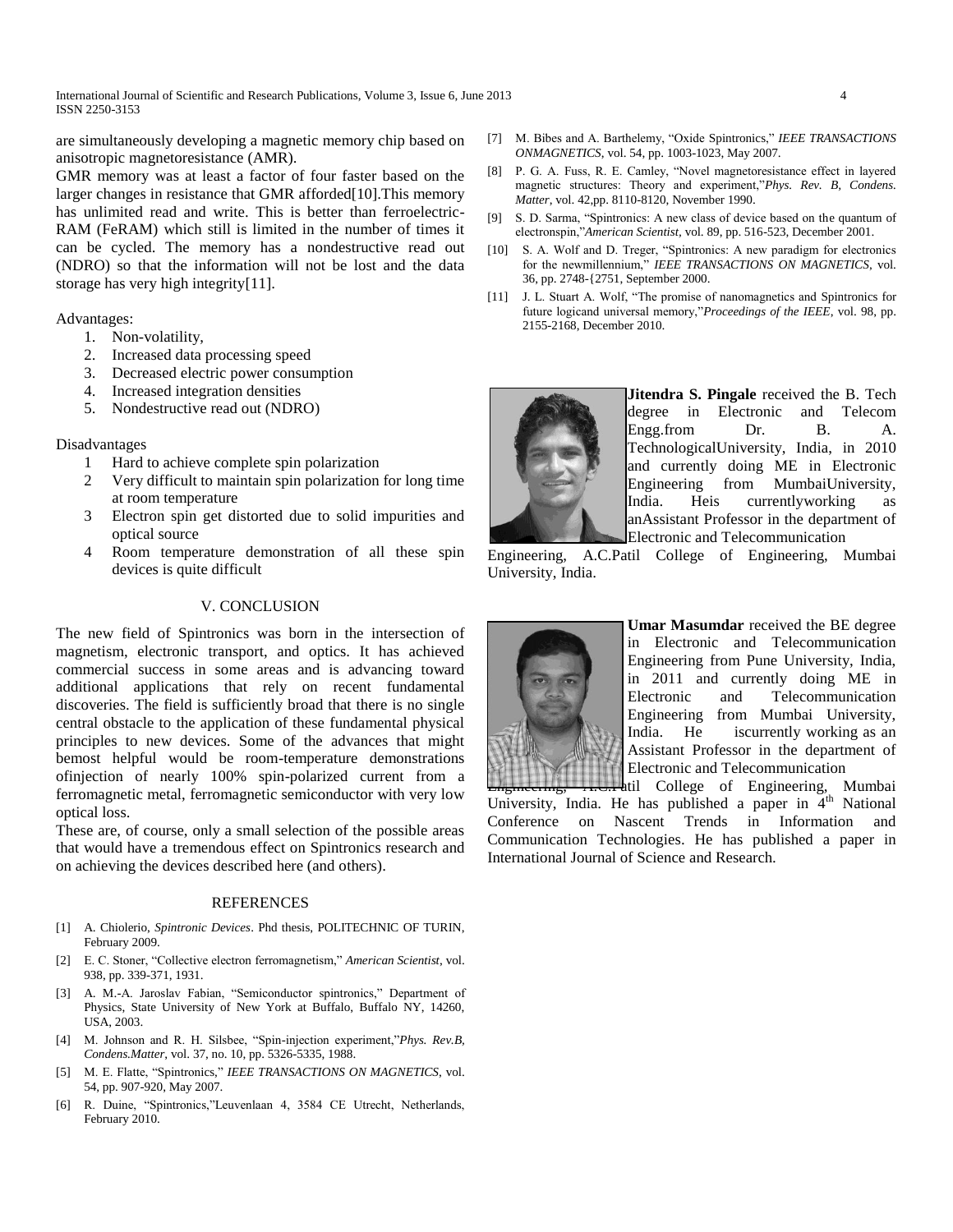are simultaneously developing a magnetic memory chip based on anisotropic magnetoresistance (AMR).

GMR memory was at least a factor of four faster based on the larger changes in resistance that GMR afforded[10].This memory has unlimited read and write. This is better than ferroelectric-RAM (FeRAM) which still is limited in the number of times it can be cycled. The memory has a nondestructive read out (NDRO) so that the information will not be lost and the data storage has very high integrity[11].

Advantages:

1. Non-volatility,
2. Increased data processing speed
3. Decreased electric power consumption
4. Increased integration densities
5. Nondestructive read out (NDRO)

Disadvantages

1. Hard to achieve complete spin polarization
2. Very difficult to maintain spin polarization for long time at room temperature
3. Electron spin get distorted due to solid impurities and optical source
4. Room temperature demonstration of all these spin devices is quite difficult

## V. CONCLUSION

The new field of Spintronics was born in the intersection of magnetism, electronic transport, and optics. It has achieved commercial success in some areas and is advancing toward additional applications that rely on recent fundamental discoveries. The field is sufficiently broad that there is no single central obstacle to the application of these fundamental physical principles to new devices. Some of the advances that might bemost helpful would be room-temperature demonstrations ofinjection of nearly 100% spin-polarized current from a ferromagnetic metal, ferromagnetic semiconductor with very low optical loss.

These are, of course, only a small selection of the possible areas that would have a tremendous effect on Spintronics research and on achieving the devices described here (and others).

## REFERENCES

[1] A. Chiolerio, *Spintronic Devices*. Phd thesis, POLITECHNIC OF TURIN, February 2009.

[2] E. C. Stoner, "Collective electron ferromagnetism," *American Scientist*, vol. 938, pp. 339-371, 1931.

[3] A. M.-A. Jaroslav Fabian, "Semiconductor spintronics," Department of Physics, State University of New York at Buffalo, Buffalo NY, 14260, USA, 2003.

[4] M. Johnson and R. H. Silsbee, "Spin-injection experiment,"*Phys. Rev.B, Condens.Matter*, vol. 37, no. 10, pp. 5326-5335, 1988.

[5] M. E. Flatte, "Spintronics," *IEEE TRANSACTIONS ON MAGNETICS*, vol. 54, pp. 907-920, May 2007.

[6] R. Duine, "Spintronics,"Leuvenlaan 4, 3584 CE Utrecht, Netherlands, February 2010.

[7] M. Bibes and A. Barthelemy, "Oxide Spintronics," *IEEE TRANSACTIONS ONMAGNETICS*, vol. 54, pp. 1003-1023, May 2007.

[8] P. G. A. Fuss, R. E. Camley, "Novel magnetoresistance effect in layered magnetic structures: Theory and experiment,"*Phys. Rev. B, Condens. Matter*, vol. 42,pp. 8110-8120, November 1990.

[9] S. D. Sarma, "Spintronics: A new class of device based on the quantum of electronspin,"*American Scientist*, vol. 89, pp. 516-523, December 2001.

[10] S. A. Wolf and D. Treger, "Spintronics: A new paradigm for electronics for the newmillennium," *IEEE TRANSACTIONS ON MAGNETICS*, vol. 36, pp. 2748-{2751, September 2000.

[11] J. L. Stuart A. Wolf, "The promise of nanomagnetics and Spintronics for future logicand universal memory,"*Proceedings of the IEEE*, vol. 98, pp. 2155-2168, December 2010.

**Jitendra S. Pingale** received the B. Tech degree in Electronic and Telecom Engg.from Dr. B. A. TechnologicalUniversity, India, in 2010 and currently doing ME in Electronic Engineering from MumbaiUniversity, India. Heis currentlyworking as anAssistant Professor in the department of Electronic and Telecommunication Engineering, A.C.Patil College of Engineering, Mumbai University, India.

**Umar Masumdar** received the BE degree in Electronic and Telecommunication Engineering from Pune University, India, in 2011 and currently doing ME in Electronic and Telecommunication Engineering from Mumbai University, India. He iscurrently working as an Assistant Professor in the department of Electronic and Telecommunication Engineering, A.C.Patil College of Engineering, Mumbai University, India. He has published a paper in 4th National Conference on Nascent Trends in Information and Communication Technologies. He has published a paper in International Journal of Science and Research.